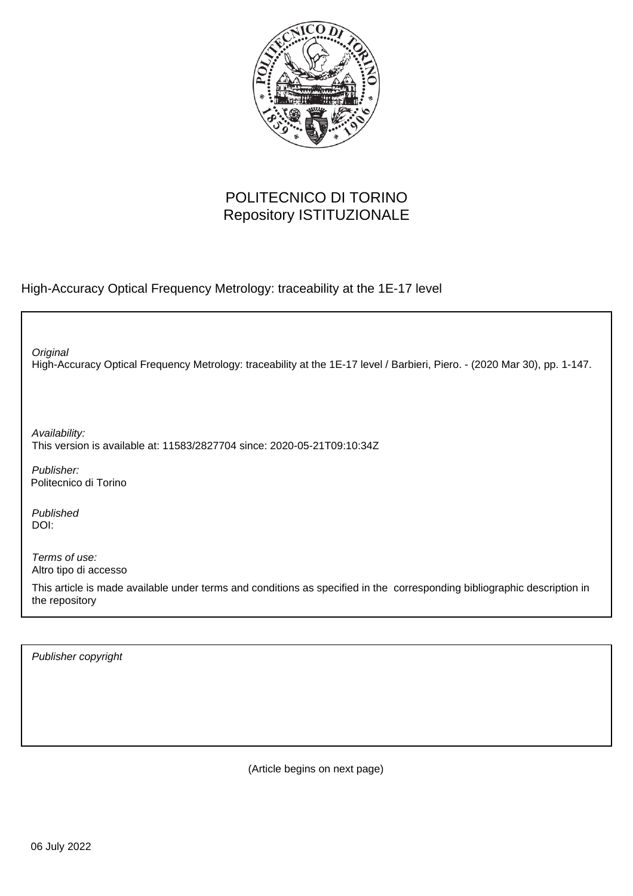POLITECNICO DI TORINO
Repository ISTITUZIONALE

High-Accuracy Optical Frequency Metrology: traceability at the 1E-17 level

*Original*
High-Accuracy Optical Frequency Metrology: traceability at the 1E-17 level / Barbieri, Piero. - (2020 Mar 30), pp. 1-147.

*Availability:*
This version is available at: 11583/2827704 since: 2020-05-21T09:10:34Z

*Publisher:*
Politecnico di Torino

*Published*
DOI:

*Terms of use:*
Altro tipo di accesso

This article is made available under terms and conditions as specified in the corresponding bibliographic description in the repository

*Publisher copyright*

(Article begins on next page)

06 July 2022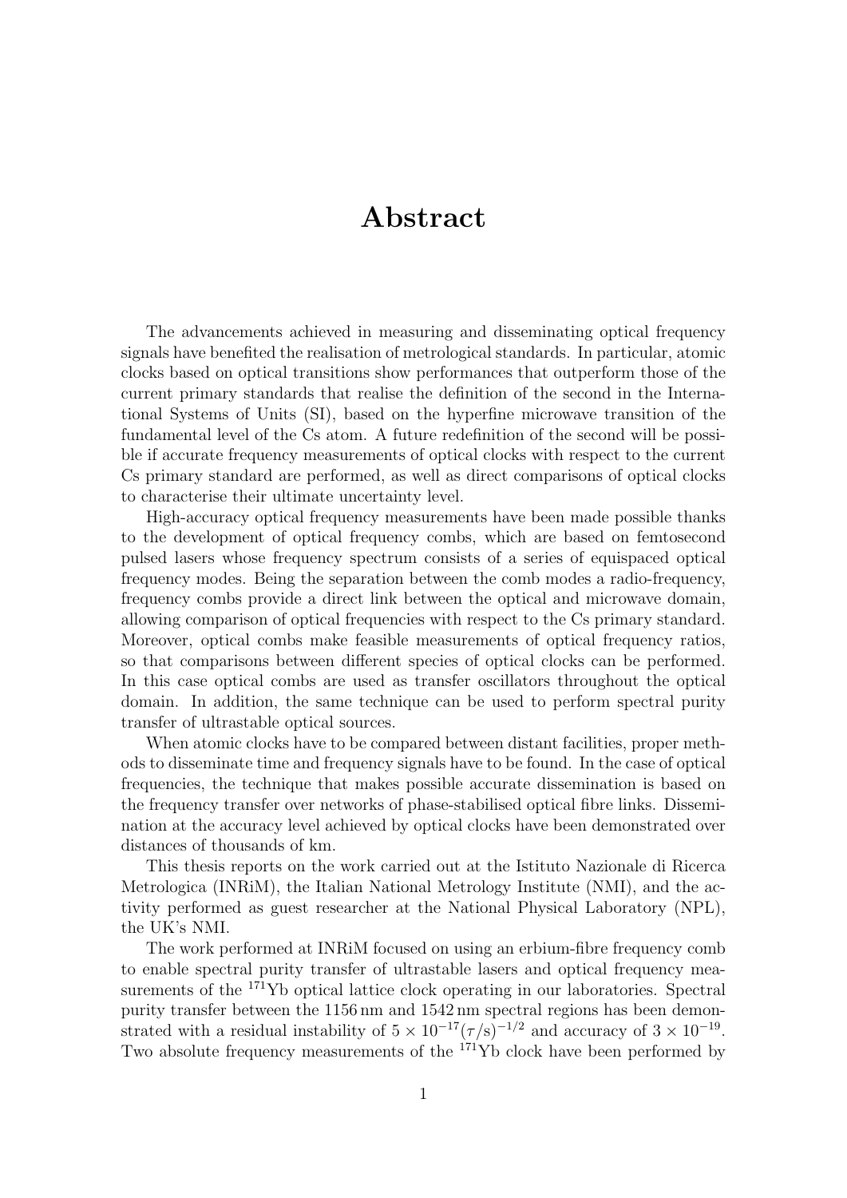# Abstract

The advancements achieved in measuring and disseminating optical frequency signals have benefited the realisation of metrological standards. In particular, atomic clocks based on optical transitions show performances that outperform those of the current primary standards that realise the definition of the second in the International Systems of Units (SI), based on the hyperfine microwave transition of the fundamental level of the Cs atom. A future redefinition of the second will be possible if accurate frequency measurements of optical clocks with respect to the current Cs primary standard are performed, as well as direct comparisons of optical clocks to characterise their ultimate uncertainty level.

High-accuracy optical frequency measurements have been made possible thanks to the development of optical frequency combs, which are based on femtosecond pulsed lasers whose frequency spectrum consists of a series of equispaced optical frequency modes. Being the separation between the comb modes a radio-frequency, frequency combs provide a direct link between the optical and microwave domain, allowing comparison of optical frequencies with respect to the Cs primary standard. Moreover, optical combs make feasible measurements of optical frequency ratios, so that comparisons between different species of optical clocks can be performed. In this case optical combs are used as transfer oscillators throughout the optical domain. In addition, the same technique can be used to perform spectral purity transfer of ultrastable optical sources.

When atomic clocks have to be compared between distant facilities, proper methods to disseminate time and frequency signals have to be found. In the case of optical frequencies, the technique that makes possible accurate dissemination is based on the frequency transfer over networks of phase-stabilised optical fibre links. Dissemination at the accuracy level achieved by optical clocks have been demonstrated over distances of thousands of km.

This thesis reports on the work carried out at the Istituto Nazionale di Ricerca Metrologica (INRiM), the Italian National Metrology Institute (NMI), and the activity performed as guest researcher at the National Physical Laboratory (NPL), the UK's NMI.

The work performed at INRiM focused on using an erbium-fibre frequency comb to enable spectral purity transfer of ultrastable lasers and optical frequency measurements of the $^{171}$Yb optical lattice clock operating in our laboratories. Spectral purity transfer between the 1156 nm and 1542 nm spectral regions has been demonstrated with a residual instability of $5 \times 10^{-17}(\tau/\mathrm{s})^{-1/2}$ and accuracy of $3 \times 10^{-19}$. Two absolute frequency measurements of the $^{171}$Yb clock have been performed by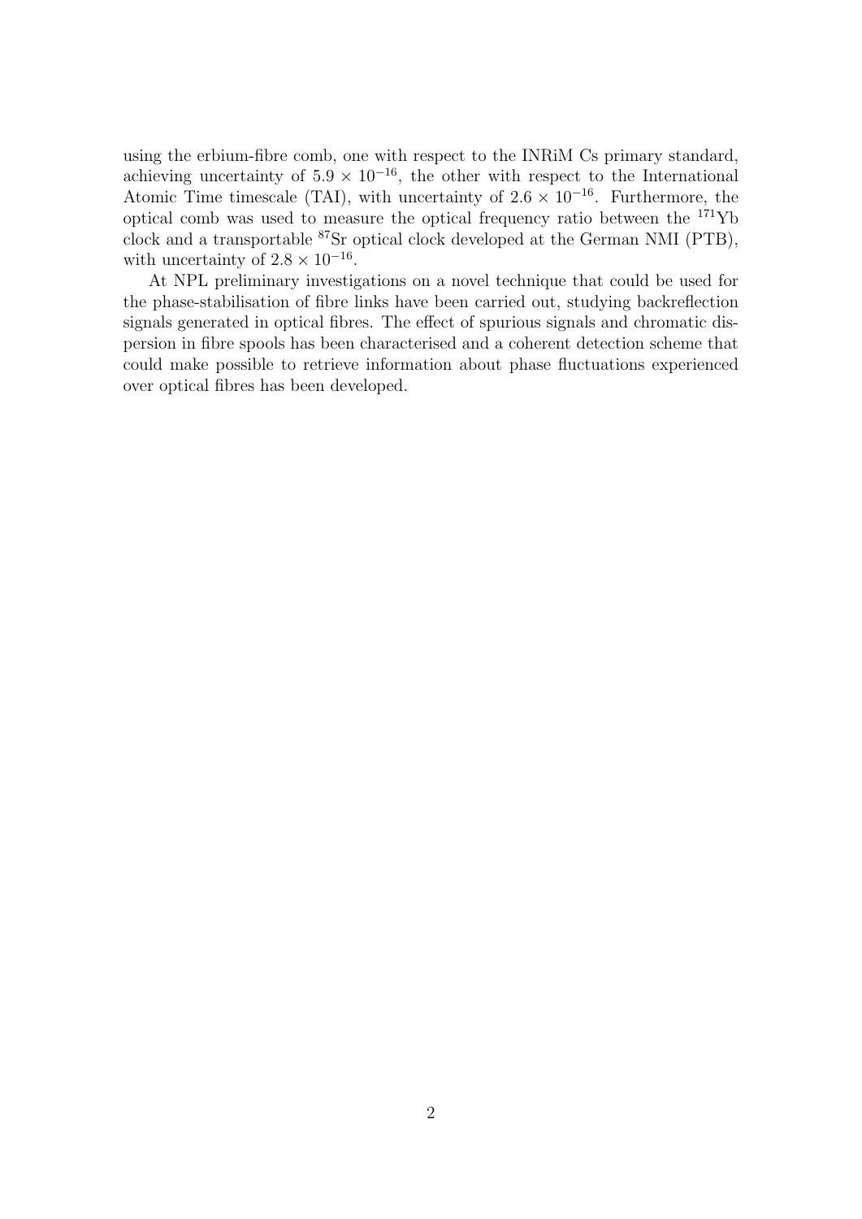using the erbium-fibre comb, one with respect to the INRiM Cs primary standard, achieving uncertainty of $5.9 \times 10^{-16}$, the other with respect to the International Atomic Time timescale (TAI), with uncertainty of $2.6 \times 10^{-16}$. Furthermore, the optical comb was used to measure the optical frequency ratio between the $^{171}$Yb clock and a transportable $^{87}$Sr optical clock developed at the German NMI (PTB), with uncertainty of $2.8 \times 10^{-16}$.

At NPL preliminary investigations on a novel technique that could be used for the phase-stabilisation of fibre links have been carried out, studying backreflection signals generated in optical fibres. The effect of spurious signals and chromatic dispersion in fibre spools has been characterised and a coherent detection scheme that could make possible to retrieve information about phase fluctuations experienced over optical fibres has been developed.